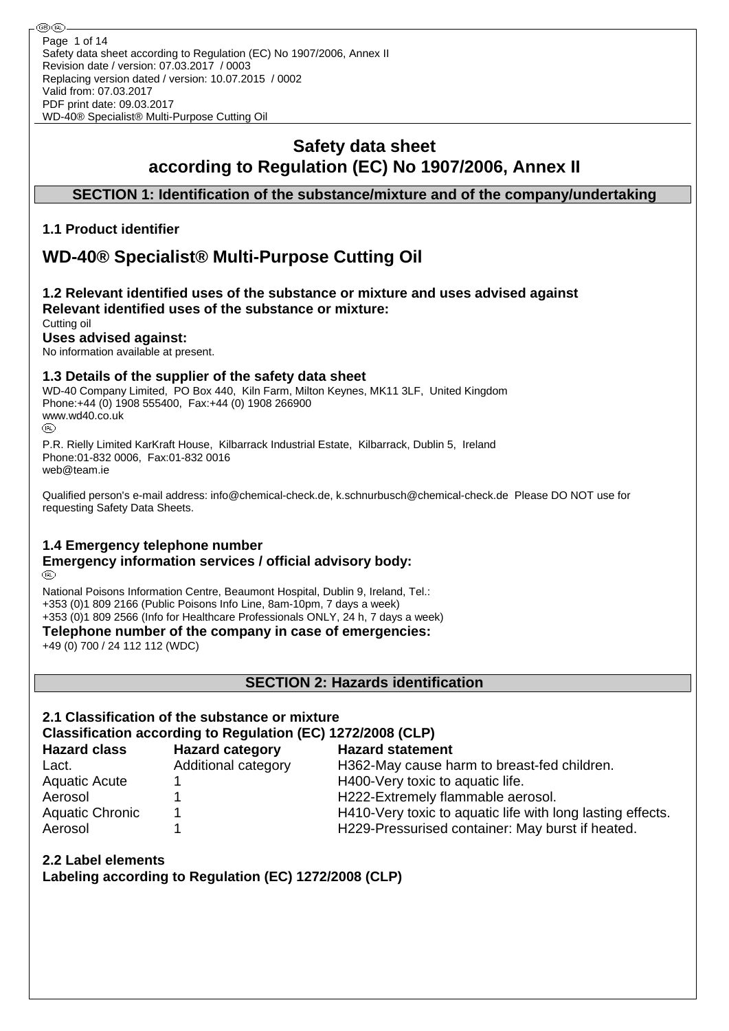# Safety data sheet according to Regulation (EC) No 1907/2006, Annex II

## SECTION 1: Identification of the substance/mixture and of the company/undertaking

### 1.1 Product identifier

# WD-40® Specialist® Multi-Purpose Cutting Oil

### 1.2 Relevant identified uses of the substance or mixture and uses advised against

**Relevant identified uses of the substance or mixture:**

Cutting oil

**Uses advised against:**

No information available at present.

### 1.3 Details of the supplier of the safety data sheet

WD-40 Company Limited, PO Box 440, Kiln Farm, Milton Keynes, MK11 3LF, United Kingdom
Phone:+44 (0) 1908 555400, Fax:+44 (0) 1908 266900
www.wd40.co.uk

(IRL)

P.R. Rielly Limited KarKraft House, Kilbarrack Industrial Estate, Kilbarrack, Dublin 5, Ireland
Phone:01-832 0006, Fax:01-832 0016
web@team.ie

Qualified person's e-mail address: info@chemical-check.de, k.schnurbusch@chemical-check.de Please DO NOT use for requesting Safety Data Sheets.

### 1.4 Emergency telephone number

**Emergency information services / official advisory body:**

(IRL)

National Poisons Information Centre, Beaumont Hospital, Dublin 9, Ireland, Tel.:
+353 (0)1 809 2166 (Public Poisons Info Line, 8am-10pm, 7 days a week)
+353 (0)1 809 2566 (Info for Healthcare Professionals ONLY, 24 h, 7 days a week)

**Telephone number of the company in case of emergencies:**

+49 (0) 700 / 24 112 112 (WDC)

## SECTION 2: Hazards identification

### 2.1 Classification of the substance or mixture

**Classification according to Regulation (EC) 1272/2008 (CLP)**

| Hazard class | Hazard category | Hazard statement |
|---|---|---|
| Lact. | Additional category | H362-May cause harm to breast-fed children. |
| Aquatic Acute | 1 | H400-Very toxic to aquatic life. |
| Aerosol | 1 | H222-Extremely flammable aerosol. |
| Aquatic Chronic | 1 | H410-Very toxic to aquatic life with long lasting effects. |
| Aerosol | 1 | H229-Pressurised container: May burst if heated. |

### 2.2 Label elements

**Labeling according to Regulation (EC) 1272/2008 (CLP)**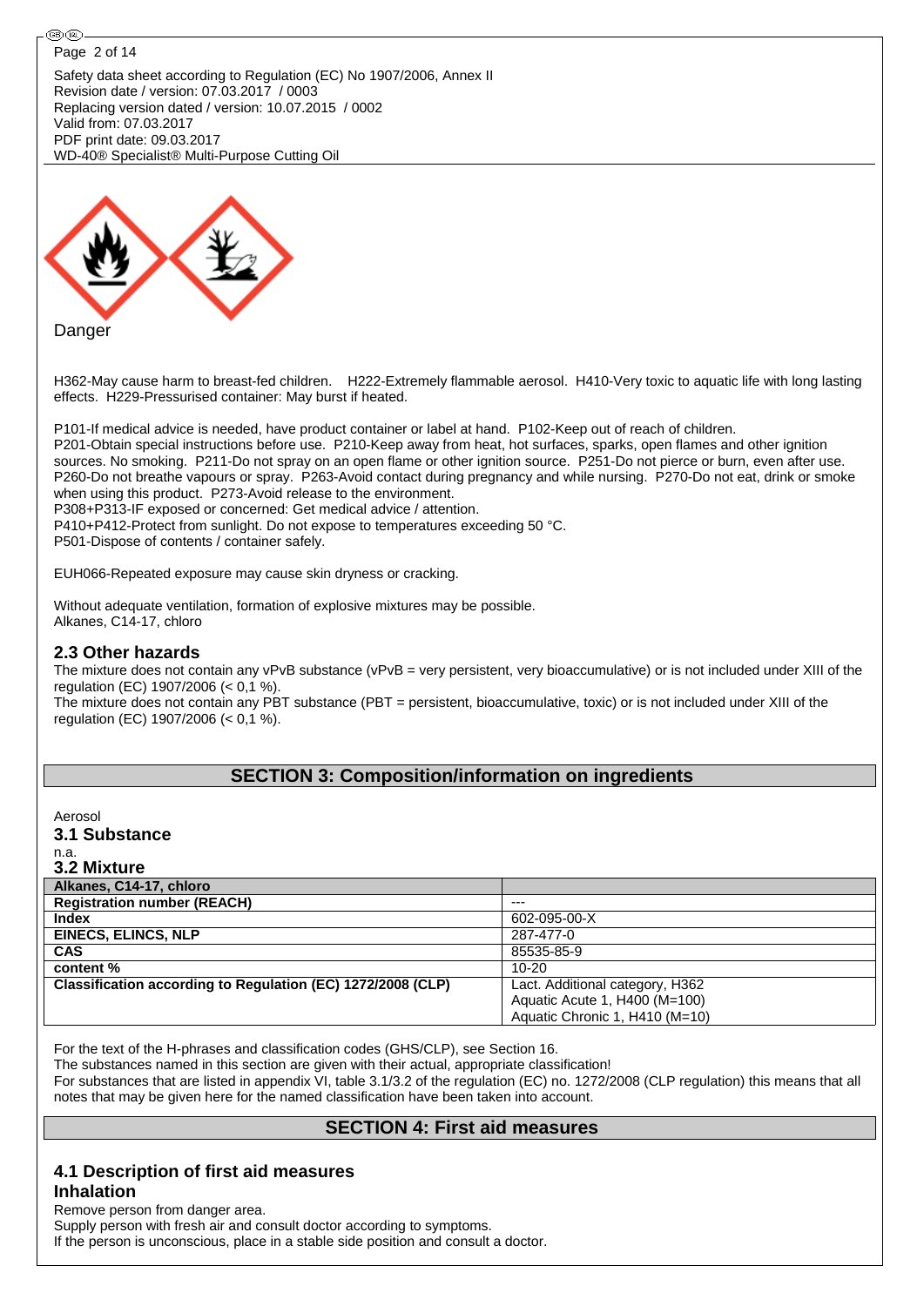Danger

H362-May cause harm to breast-fed children. H222-Extremely flammable aerosol. H410-Very toxic to aquatic life with long lasting effects. H229-Pressurised container: May burst if heated.

P101-If medical advice is needed, have product container or label at hand. P102-Keep out of reach of children.
P201-Obtain special instructions before use. P210-Keep away from heat, hot surfaces, sparks, open flames and other ignition sources. No smoking. P211-Do not spray on an open flame or other ignition source. P251-Do not pierce or burn, even after use. P260-Do not breathe vapours or spray. P263-Avoid contact during pregnancy and while nursing. P270-Do not eat, drink or smoke when using this product. P273-Avoid release to the environment.
P308+P313-IF exposed or concerned: Get medical advice / attention.
P410+P412-Protect from sunlight. Do not expose to temperatures exceeding 50 °C.
P501-Dispose of contents / container safely.

EUH066-Repeated exposure may cause skin dryness or cracking.

Without adequate ventilation, formation of explosive mixtures may be possible.
Alkanes, C14-17, chloro

### 2.3 Other hazards

The mixture does not contain any vPvB substance (vPvB = very persistent, very bioaccumulative) or is not included under XIII of the regulation (EC) 1907/2006 (< 0,1 %).
The mixture does not contain any PBT substance (PBT = persistent, bioaccumulative, toxic) or is not included under XIII of the regulation (EC) 1907/2006 (< 0,1 %).

## SECTION 3: Composition/information on ingredients

Aerosol

### 3.1 Substance

n.a.

### 3.2 Mixture

| Alkanes, C14-17, chloro | |
|---|---|
| Registration number (REACH) | --- |
| Index | 602-095-00-X |
| EINECS, ELINCS, NLP | 287-477-0 |
| CAS | 85535-85-9 |
| content % | 10-20 |
| Classification according to Regulation (EC) 1272/2008 (CLP) | Lact. Additional category, H362<br>Aquatic Acute 1, H400 (M=100)<br>Aquatic Chronic 1, H410 (M=10) |

For the text of the H-phrases and classification codes (GHS/CLP), see Section 16.
The substances named in this section are given with their actual, appropriate classification!
For substances that are listed in appendix VI, table 3.1/3.2 of the regulation (EC) no. 1272/2008 (CLP regulation) this means that all notes that may be given here for the named classification have been taken into account.

## SECTION 4: First aid measures

### 4.1 Description of first aid measures

#### Inhalation

Remove person from danger area.
Supply person with fresh air and consult doctor according to symptoms.
If the person is unconscious, place in a stable side position and consult a doctor.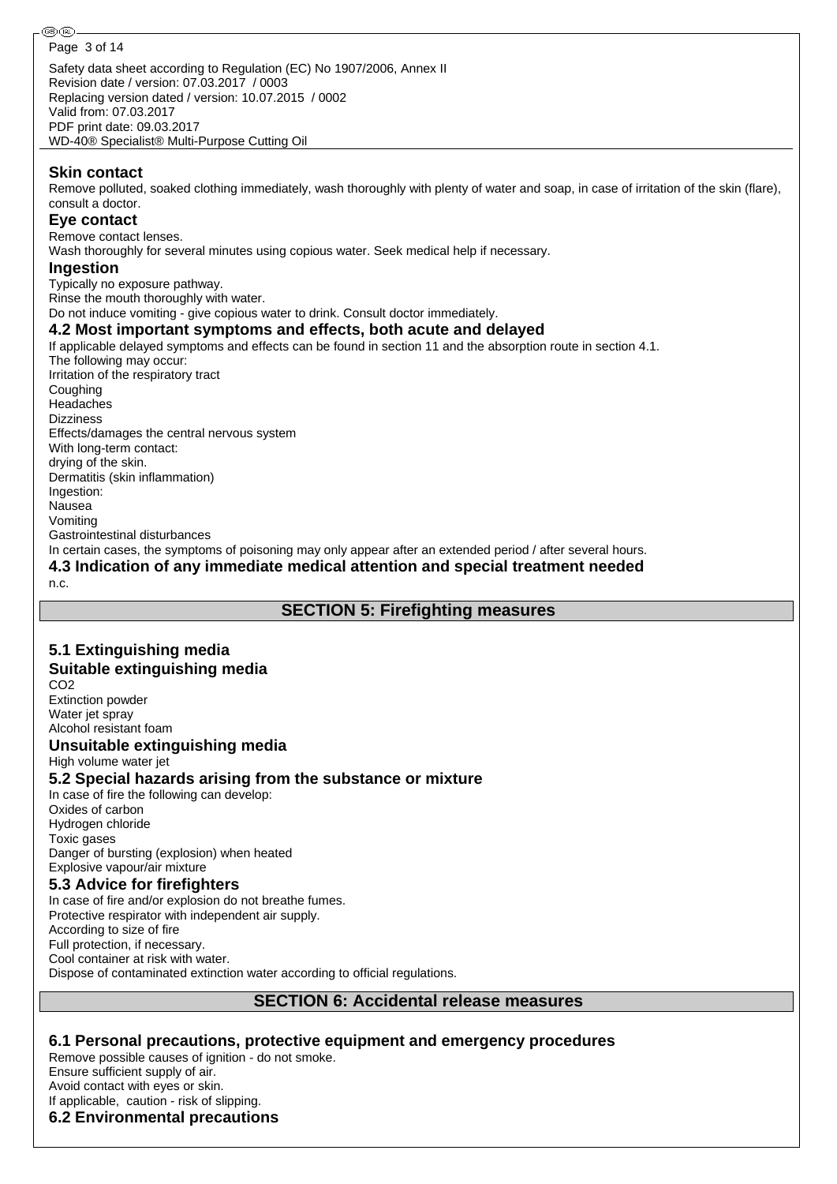**Skin contact**

Remove polluted, soaked clothing immediately, wash thoroughly with plenty of water and soap, in case of irritation of the skin (flare), consult a doctor.

**Eye contact**

Remove contact lenses.
Wash thoroughly for several minutes using copious water. Seek medical help if necessary.

**Ingestion**

Typically no exposure pathway.
Rinse the mouth thoroughly with water.
Do not induce vomiting - give copious water to drink. Consult doctor immediately.

### 4.2 Most important symptoms and effects, both acute and delayed

If applicable delayed symptoms and effects can be found in section 11 and the absorption route in section 4.1.
The following may occur:
Irritation of the respiratory tract
Coughing
Headaches
Dizziness
Effects/damages the central nervous system
With long-term contact:
drying of the skin.
Dermatitis (skin inflammation)
Ingestion:
Nausea
Vomiting
Gastrointestinal disturbances
In certain cases, the symptoms of poisoning may only appear after an extended period / after several hours.

### 4.3 Indication of any immediate medical attention and special treatment needed

n.c.

## SECTION 5: Firefighting measures

### 5.1 Extinguishing media

**Suitable extinguishing media**

$CO_2$
Extinction powder
Water jet spray
Alcohol resistant foam

**Unsuitable extinguishing media**

High volume water jet

### 5.2 Special hazards arising from the substance or mixture

In case of fire the following can develop:
Oxides of carbon
Hydrogen chloride
Toxic gases
Danger of bursting (explosion) when heated
Explosive vapour/air mixture

### 5.3 Advice for firefighters

In case of fire and/or explosion do not breathe fumes.
Protective respirator with independent air supply.
According to size of fire
Full protection, if necessary.
Cool container at risk with water.
Dispose of contaminated extinction water according to official regulations.

## SECTION 6: Accidental release measures

### 6.1 Personal precautions, protective equipment and emergency procedures

Remove possible causes of ignition - do not smoke.
Ensure sufficient supply of air.
Avoid contact with eyes or skin.
If applicable, caution - risk of slipping.

### 6.2 Environmental precautions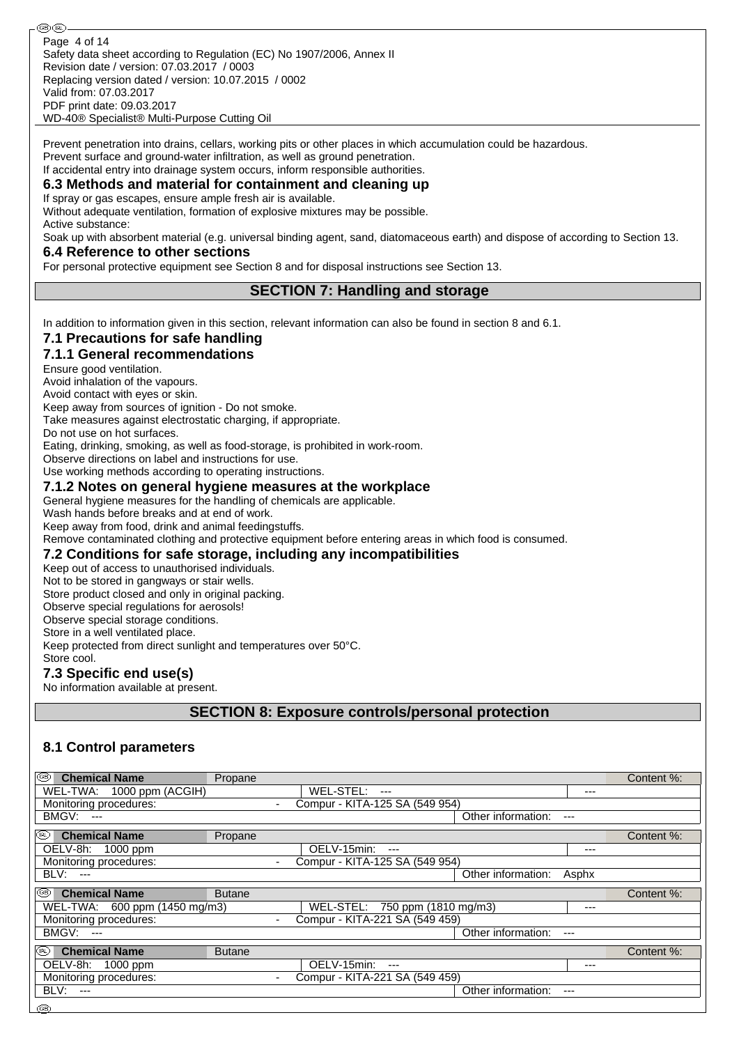Prevent penetration into drains, cellars, working pits or other places in which accumulation could be hazardous.
Prevent surface and ground-water infiltration, as well as ground penetration.
If accidental entry into drainage system occurs, inform responsible authorities.

### 6.3 Methods and material for containment and cleaning up

If spray or gas escapes, ensure ample fresh air is available.
Without adequate ventilation, formation of explosive mixtures may be possible.
Active substance:
Soak up with absorbent material (e.g. universal binding agent, sand, diatomaceous earth) and dispose of according to Section 13.

### 6.4 Reference to other sections

For personal protective equipment see Section 8 and for disposal instructions see Section 13.

## SECTION 7: Handling and storage

In addition to information given in this section, relevant information can also be found in section 8 and 6.1.

### 7.1 Precautions for safe handling

### 7.1.1 General recommendations

Ensure good ventilation.
Avoid inhalation of the vapours.
Avoid contact with eyes or skin.
Keep away from sources of ignition - Do not smoke.
Take measures against electrostatic charging, if appropriate.
Do not use on hot surfaces.
Eating, drinking, smoking, as well as food-storage, is prohibited in work-room.
Observe directions on label and instructions for use.
Use working methods according to operating instructions.

### 7.1.2 Notes on general hygiene measures at the workplace

General hygiene measures for the handling of chemicals are applicable.
Wash hands before breaks and at end of work.
Keep away from food, drink and animal feedingstuffs.
Remove contaminated clothing and protective equipment before entering areas in which food is consumed.

### 7.2 Conditions for safe storage, including any incompatibilities

Keep out of access to unauthorised individuals.
Not to be stored in gangways or stair wells.
Store product closed and only in original packing.
Observe special regulations for aerosols!
Observe special storage conditions.
Store in a well ventilated place.
Keep protected from direct sunlight and temperatures over 50°C.
Store cool.

### 7.3 Specific end use(s)

No information available at present.

## SECTION 8: Exposure controls/personal protection

### 8.1 Control parameters

| (GB) **Chemical Name** | Propane | | Content %: |
|---|---|---|---|
| WEL-TWA: 1000 ppm (ACGIH) | WEL-STEL: --- | --- | |
| Monitoring procedures: | - Compur - KITA-125 SA (549 954) | | |
| BMGV: --- | | Other information: --- | |

| (IRL) **Chemical Name** | Propane | | Content %: |
|---|---|---|---|
| OELV-8h: 1000 ppm | OELV-15min: --- | --- | |
| Monitoring procedures: | - Compur - KITA-125 SA (549 954) | | |
| BLV: --- | | Other information: Asphx | |

| (GB) **Chemical Name** | Butane | | Content %: |
|---|---|---|---|
| WEL-TWA: 600 ppm (1450 mg/m3) | WEL-STEL: 750 ppm (1810 mg/m3) | --- | |
| Monitoring procedures: | - Compur - KITA-221 SA (549 459) | | |
| BMGV: --- | | Other information: --- | |

| (IRL) **Chemical Name** | Butane | | Content %: |
|---|---|---|---|
| OELV-8h: 1000 ppm | OELV-15min: --- | --- | |
| Monitoring procedures: | - Compur - KITA-221 SA (549 459) | | |
| BLV: --- | | Other information: --- | |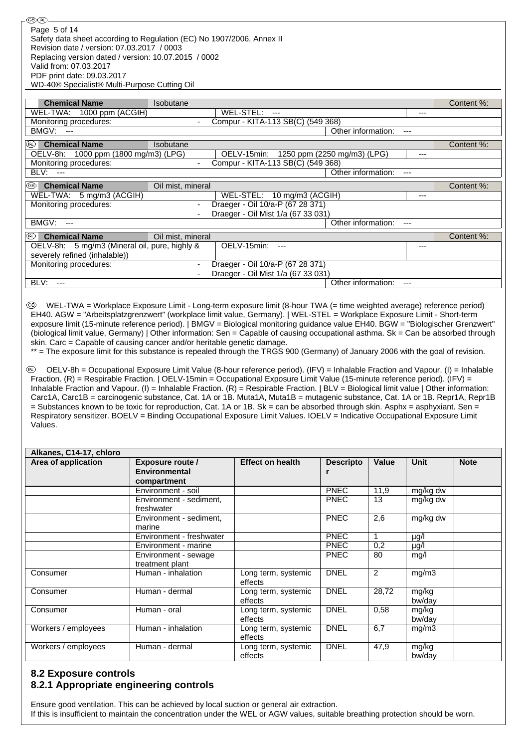| Chemical Name | Isobutane | | | Content %: |
|---|---|---|---|---|
| WEL-TWA: 1000 ppm (ACGIH) | | WEL-STEL: --- | --- | |
| Monitoring procedures: | - | Compur - KITA-113 SB(C) (549 368) | | |
| BMGV: --- | | | Other information: --- | |

| (IRL) Chemical Name | Isobutane | | | Content %: |
|---|---|---|---|---|
| OELV-8h: 1000 ppm (1800 mg/m3) (LPG) | | OELV-15min: 1250 ppm (2250 mg/m3) (LPG) | --- | |
| Monitoring procedures: | - | Compur - KITA-113 SB(C) (549 368) | | |
| BLV: --- | | | Other information: --- | |

| (GB) Chemical Name | Oil mist, mineral | | | Content %: |
|---|---|---|---|---|
| WEL-TWA: 5 mg/m3 (ACGIH) | | WEL-STEL: 10 mg/m3 (ACGIH) | --- | |
| Monitoring procedures: | - | Draeger - Oil 10/a-P (67 28 371) | | |
| | - | Draeger - Oil Mist 1/a (67 33 031) | | |
| BMGV: --- | | | Other information: --- | |

| (IRL) Chemical Name | Oil mist, mineral | | | Content %: |
|---|---|---|---|---|
| OELV-8h: 5 mg/m3 (Mineral oil, pure, highly & severely refined (inhalable)) | | OELV-15min: --- | --- | |
| Monitoring procedures: | - | Draeger - Oil 10/a-P (67 28 371) | | |
| | - | Draeger - Oil Mist 1/a (67 33 031) | | |
| BLV: --- | | | Other information: --- | |

(GB) WEL-TWA = Workplace Exposure Limit - Long-term exposure limit (8-hour TWA (= time weighted average) reference period) EH40. AGW = "Arbeitsplatzgrenzwert" (workplace limit value, Germany). | WEL-STEL = Workplace Exposure Limit - Short-term exposure limit (15-minute reference period). | BMGV = Biological monitoring guidance value EH40. BGW = "Biologischer Grenzwert" (biological limit value, Germany) | Other information: Sen = Capable of causing occupational asthma. Sk = Can be absorbed through skin. Carc = Capable of causing cancer and/or heritable genetic damage.
** = The exposure limit for this substance is repealed through the TRGS 900 (Germany) of January 2006 with the goal of revision.

(IRL) OELV-8h = Occupational Exposure Limit Value (8-hour reference period). (IFV) = Inhalable Fraction and Vapour. (I) = Inhalable Fraction. (R) = Respirable Fraction. | OELV-15min = Occupational Exposure Limit Value (15-minute reference period). (IFV) = Inhalable Fraction and Vapour. (I) = Inhalable Fraction. (R) = Respirable Fraction. | BLV = Biological limit value | Other information: Carc1A, Carc1B = carcinogenic substance, Cat. 1A or 1B. Muta1A, Muta1B = mutagenic substance, Cat. 1A or 1B. Repr1A, Repr1B = Substances known to be toxic for reproduction, Cat. 1A or 1B. Sk = can be absorbed through skin. Asphx = asphyxiant. Sen = Respiratory sensitizer. BOELV = Binding Occupational Exposure Limit Values. IOELV = Indicative Occupational Exposure Limit Values.

| Alkanes, C14-17, chloro | | | | | | |
|---|---|---|---|---|---|---|
| **Area of application** | **Exposure route / Environmental compartment** | **Effect on health** | **Descriptor** | **Value** | **Unit** | **Note** |
| | Environment - soil | | PNEC | 11,9 | mg/kg dw | |
| | Environment - sediment, freshwater | | PNEC | 13 | mg/kg dw | |
| | Environment - sediment, marine | | PNEC | 2,6 | mg/kg dw | |
| | Environment - freshwater | | PNEC | 1 | µg/l | |
| | Environment - marine | | PNEC | 0,2 | µg/l | |
| | Environment - sewage treatment plant | | PNEC | 80 | mg/l | |
| Consumer | Human - inhalation | Long term, systemic effects | DNEL | 2 | mg/m3 | |
| Consumer | Human - dermal | Long term, systemic effects | DNEL | 28,72 | mg/kg bw/day | |
| Consumer | Human - oral | Long term, systemic effects | DNEL | 0,58 | mg/kg bw/day | |
| Workers / employees | Human - inhalation | Long term, systemic effects | DNEL | 6,7 | mg/m3 | |
| Workers / employees | Human - dermal | Long term, systemic effects | DNEL | 47,9 | mg/kg bw/day | |

## 8.2 Exposure controls

### 8.2.1 Appropriate engineering controls

Ensure good ventilation. This can be achieved by local suction or general air extraction.
If this is insufficient to maintain the concentration under the WEL or AGW values, suitable breathing protection should be worn.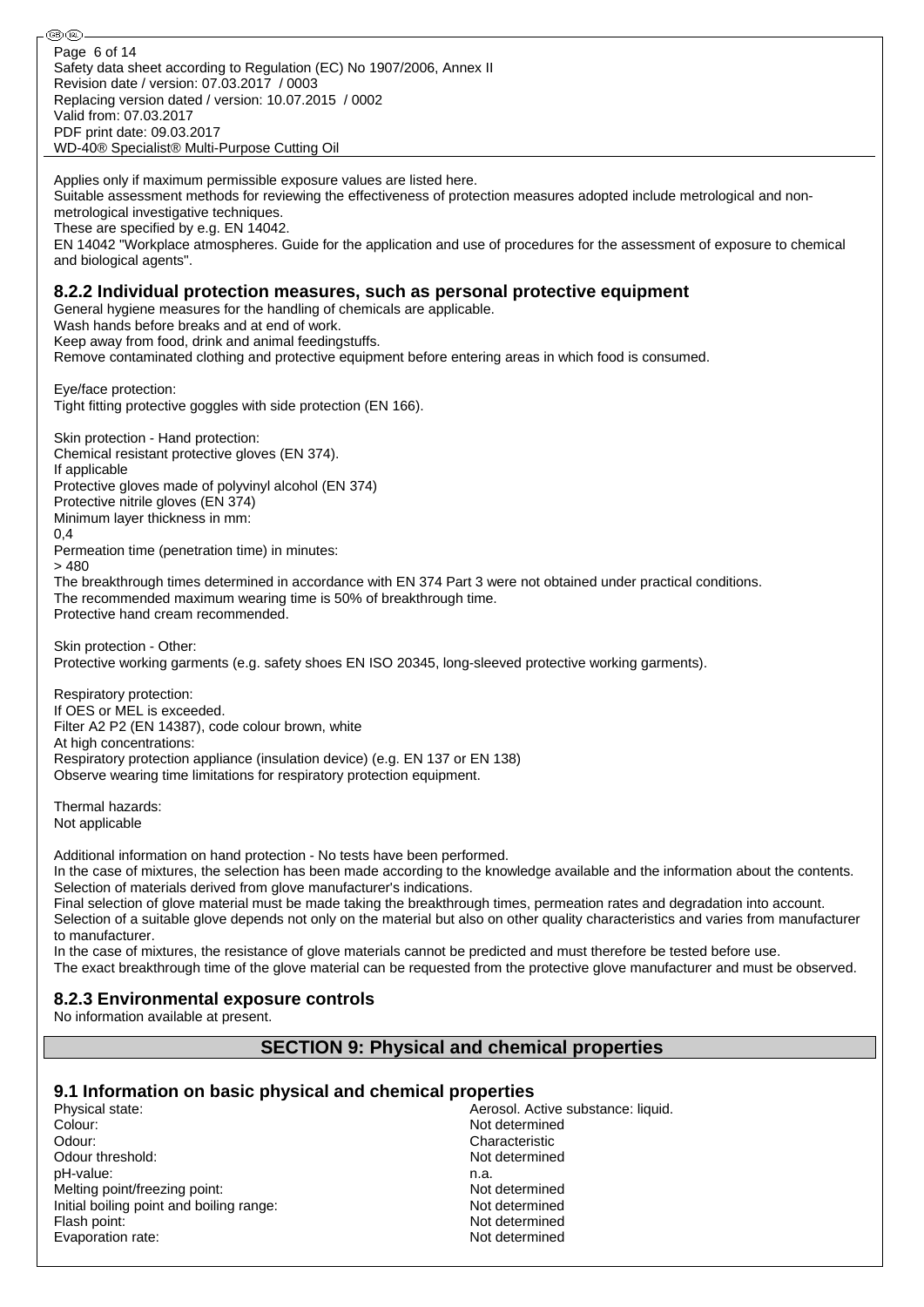Applies only if maximum permissible exposure values are listed here.
Suitable assessment methods for reviewing the effectiveness of protection measures adopted include metrological and non-metrological investigative techniques.
These are specified by e.g. EN 14042.
EN 14042 "Workplace atmospheres. Guide for the application and use of procedures for the assessment of exposure to chemical and biological agents".

### 8.2.2 Individual protection measures, such as personal protective equipment

General hygiene measures for the handling of chemicals are applicable.
Wash hands before breaks and at end of work.
Keep away from food, drink and animal feedingstuffs.
Remove contaminated clothing and protective equipment before entering areas in which food is consumed.

Eye/face protection:
Tight fitting protective goggles with side protection (EN 166).

Skin protection - Hand protection:
Chemical resistant protective gloves (EN 374).
If applicable
Protective gloves made of polyvinyl alcohol (EN 374)
Protective nitrile gloves (EN 374)
Minimum layer thickness in mm:
0,4
Permeation time (penetration time) in minutes:
> 480
The breakthrough times determined in accordance with EN 374 Part 3 were not obtained under practical conditions.
The recommended maximum wearing time is 50% of breakthrough time.
Protective hand cream recommended.

Skin protection - Other:
Protective working garments (e.g. safety shoes EN ISO 20345, long-sleeved protective working garments).

Respiratory protection:
If OES or MEL is exceeded.
Filter A2 P2 (EN 14387), code colour brown, white
At high concentrations:
Respiratory protection appliance (insulation device) (e.g. EN 137 or EN 138)
Observe wearing time limitations for respiratory protection equipment.

Thermal hazards:
Not applicable

Additional information on hand protection - No tests have been performed.
In the case of mixtures, the selection has been made according to the knowledge available and the information about the contents.
Selection of materials derived from glove manufacturer's indications.
Final selection of glove material must be made taking the breakthrough times, permeation rates and degradation into account.
Selection of a suitable glove depends not only on the material but also on other quality characteristics and varies from manufacturer to manufacturer.
In the case of mixtures, the resistance of glove materials cannot be predicted and must therefore be tested before use.
The exact breakthrough time of the glove material can be requested from the protective glove manufacturer and must be observed.

### 8.2.3 Environmental exposure controls

No information available at present.

## SECTION 9: Physical and chemical properties

### 9.1 Information on basic physical and chemical properties

| | |
|---|---|
| Physical state: | Aerosol. Active substance: liquid. |
| Colour: | Not determined |
| Odour: | Characteristic |
| Odour threshold: | Not determined |
| pH-value: | n.a. |
| Melting point/freezing point: | Not determined |
| Initial boiling point and boiling range: | Not determined |
| Flash point: | Not determined |
| Evaporation rate: | Not determined |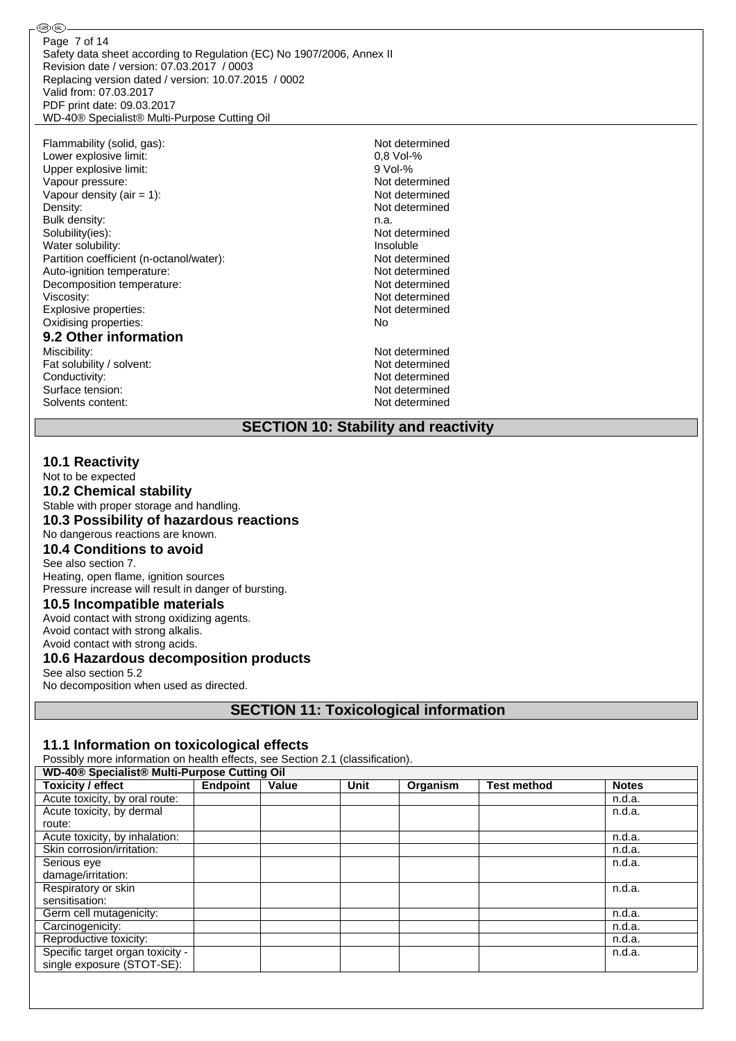| | |
|---|---|
| Flammability (solid, gas): | Not determined |
| Lower explosive limit: | 0,8 Vol-% |
| Upper explosive limit: | 9 Vol-% |
| Vapour pressure: | Not determined |
| Vapour density (air = 1): | Not determined |
| Density: | Not determined |
| Bulk density: | n.a. |
| Solubility(ies): | Not determined |
| Water solubility: | Insoluble |
| Partition coefficient (n-octanol/water): | Not determined |
| Auto-ignition temperature: | Not determined |
| Decomposition temperature: | Not determined |
| Viscosity: | Not determined |
| Explosive properties: | Not determined |
| Oxidising properties: | No |

### 9.2 Other information

| | |
|---|---|
| Miscibility: | Not determined |
| Fat solubility / solvent: | Not determined |
| Conductivity: | Not determined |
| Surface tension: | Not determined |
| Solvents content: | Not determined |

## SECTION 10: Stability and reactivity

### 10.1 Reactivity

Not to be expected

### 10.2 Chemical stability

Stable with proper storage and handling.

### 10.3 Possibility of hazardous reactions

No dangerous reactions are known.

### 10.4 Conditions to avoid

See also section 7.
Heating, open flame, ignition sources
Pressure increase will result in danger of bursting.

### 10.5 Incompatible materials

Avoid contact with strong oxidizing agents.
Avoid contact with strong alkalis.
Avoid contact with strong acids.

### 10.6 Hazardous decomposition products

See also section 5.2
No decomposition when used as directed.

## SECTION 11: Toxicological information

### 11.1 Information on toxicological effects

Possibly more information on health effects, see Section 2.1 (classification).

| WD-40® Specialist® Multi-Purpose Cutting Oil | | | | | | |
|---|---|---|---|---|---|---|
| **Toxicity / effect** | **Endpoint** | **Value** | **Unit** | **Organism** | **Test method** | **Notes** |
| Acute toxicity, by oral route: | | | | | | n.d.a. |
| Acute toxicity, by dermal route: | | | | | | n.d.a. |
| Acute toxicity, by inhalation: | | | | | | n.d.a. |
| Skin corrosion/irritation: | | | | | | n.d.a. |
| Serious eye damage/irritation: | | | | | | n.d.a. |
| Respiratory or skin sensitisation: | | | | | | n.d.a. |
| Germ cell mutagenicity: | | | | | | n.d.a. |
| Carcinogenicity: | | | | | | n.d.a. |
| Reproductive toxicity: | | | | | | n.d.a. |
| Specific target organ toxicity - single exposure (STOT-SE): | | | | | | n.d.a. |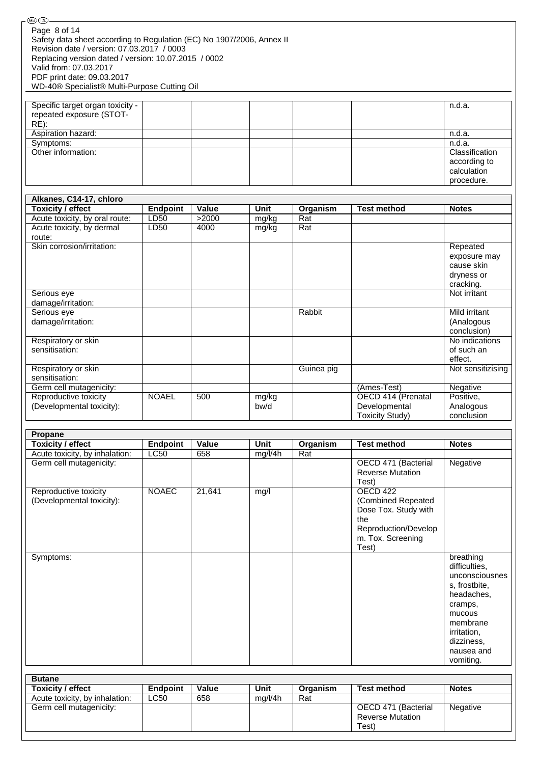| | | | | | | |
|---|---|---|---|---|---|---|
| Specific target organ toxicity - repeated exposure (STOT-RE): | | | | | | n.d.a. |
| Aspiration hazard: | | | | | | n.d.a. |
| Symptoms: | | | | | | n.d.a. |
| Other information: | | | | | | Classification according to calculation procedure. |

| Alkanes, C14-17, chloro | | | | | | |
|---|---|---|---|---|---|---|
| **Toxicity / effect** | **Endpoint** | **Value** | **Unit** | **Organism** | **Test method** | **Notes** |
| Acute toxicity, by oral route: | LD50 | >2000 | mg/kg | Rat | | |
| Acute toxicity, by dermal route: | LD50 | 4000 | mg/kg | Rat | | |
| Skin corrosion/irritation: | | | | | | Repeated exposure may cause skin dryness or cracking. |
| Serious eye damage/irritation: | | | | | | Not irritant |
| Serious eye damage/irritation: | | | | Rabbit | | Mild irritant (Analogous conclusion) |
| Respiratory or skin sensitisation: | | | | | | No indications of such an effect. |
| Respiratory or skin sensitisation: | | | | Guinea pig | | Not sensitizising |
| Germ cell mutagenicity: | | | | | (Ames-Test) | Negative |
| Reproductive toxicity (Developmental toxicity): | NOAEL | 500 | mg/kg bw/d | | OECD 414 (Prenatal Developmental Toxicity Study) | Positive, Analogous conclusion |

| Propane | | | | | | |
|---|---|---|---|---|---|---|
| **Toxicity / effect** | **Endpoint** | **Value** | **Unit** | **Organism** | **Test method** | **Notes** |
| Acute toxicity, by inhalation: | LC50 | 658 | mg/l/4h | Rat | | |
| Germ cell mutagenicity: | | | | | OECD 471 (Bacterial Reverse Mutation Test) | Negative |
| Reproductive toxicity (Developmental toxicity): | NOAEC | 21,641 | mg/l | | OECD 422 (Combined Repeated Dose Tox. Study with the Reproduction/Developm. Tox. Screening Test) | |
| Symptoms: | | | | | | breathing difficulties, unconsciousness, frostbite, headaches, cramps, mucous membrane irritation, dizziness, nausea and vomiting. |

| Butane | | | | | | |
|---|---|---|---|---|---|---|
| **Toxicity / effect** | **Endpoint** | **Value** | **Unit** | **Organism** | **Test method** | **Notes** |
| Acute toxicity, by inhalation: | LC50 | 658 | mg/l/4h | Rat | | |
| Germ cell mutagenicity: | | | | | OECD 471 (Bacterial Reverse Mutation Test) | Negative |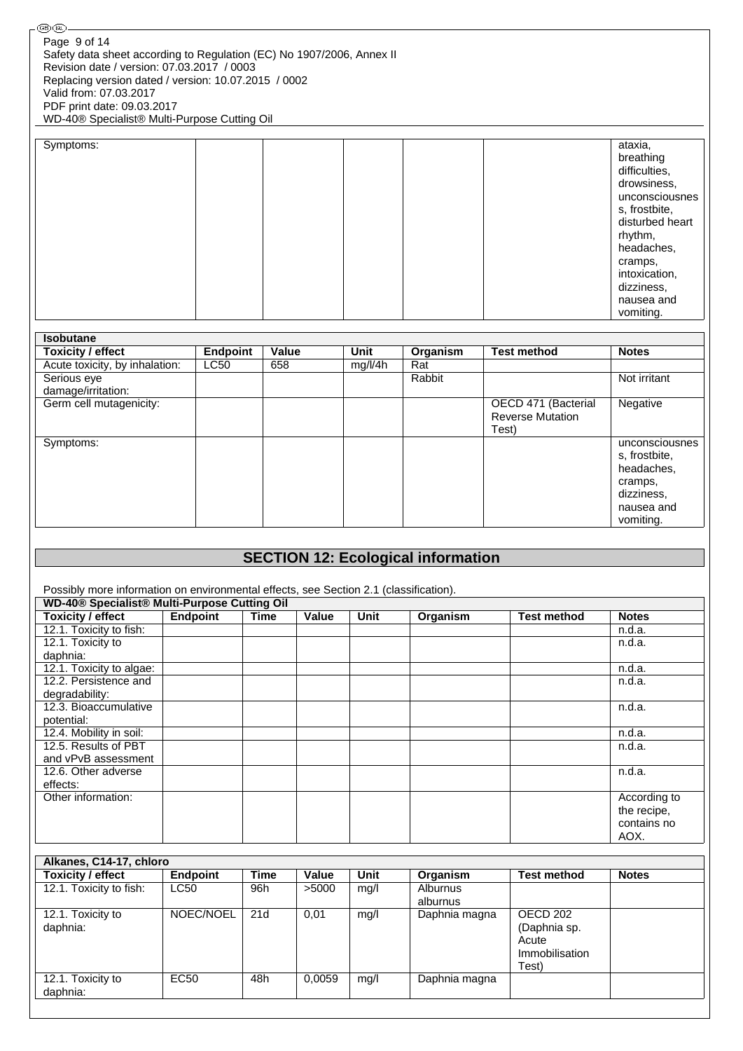| Symptoms: | | | | | | ataxia, breathing difficulties, drowsiness, unconsciousness, frostbite, disturbed heart rhythm, headaches, cramps, intoxication, dizziness, nausea and vomiting. |
|---|---|---|---|---|---|---|

| Isobutane | | | | | | |
|---|---|---|---|---|---|---|
| **Toxicity / effect** | **Endpoint** | **Value** | **Unit** | **Organism** | **Test method** | **Notes** |
| Acute toxicity, by inhalation: | LC50 | 658 | mg/l/4h | Rat | | |
| Serious eye damage/irritation: | | | | Rabbit | | Not irritant |
| Germ cell mutagenicity: | | | | | OECD 471 (Bacterial Reverse Mutation Test) | Negative |
| Symptoms: | | | | | | unconsciousness, frostbite, headaches, cramps, dizziness, nausea and vomiting. |

## SECTION 12: Ecological information

Possibly more information on environmental effects, see Section 2.1 (classification).

| WD-40® Specialist® Multi-Purpose Cutting Oil | | | | | | | |
|---|---|---|---|---|---|---|---|
| **Toxicity / effect** | **Endpoint** | **Time** | **Value** | **Unit** | **Organism** | **Test method** | **Notes** |
| 12.1. Toxicity to fish: | | | | | | | n.d.a. |
| 12.1. Toxicity to daphnia: | | | | | | | n.d.a. |
| 12.1. Toxicity to algae: | | | | | | | n.d.a. |
| 12.2. Persistence and degradability: | | | | | | | n.d.a. |
| 12.3. Bioaccumulative potential: | | | | | | | n.d.a. |
| 12.4. Mobility in soil: | | | | | | | n.d.a. |
| 12.5. Results of PBT and vPvB assessment | | | | | | | n.d.a. |
| 12.6. Other adverse effects: | | | | | | | n.d.a. |
| Other information: | | | | | | | According to the recipe, contains no AOX. |

| Alkanes, C14-17, chloro | | | | | | | |
|---|---|---|---|---|---|---|---|
| **Toxicity / effect** | **Endpoint** | **Time** | **Value** | **Unit** | **Organism** | **Test method** | **Notes** |
| 12.1. Toxicity to fish: | LC50 | 96h | >5000 | mg/l | Alburnus alburnus | | |
| 12.1. Toxicity to daphnia: | NOEC/NOEL | 21d | 0,01 | mg/l | Daphnia magna | OECD 202 (Daphnia sp. Acute Immobilisation Test) | |
| 12.1. Toxicity to daphnia: | EC50 | 48h | 0,0059 | mg/l | Daphnia magna | | |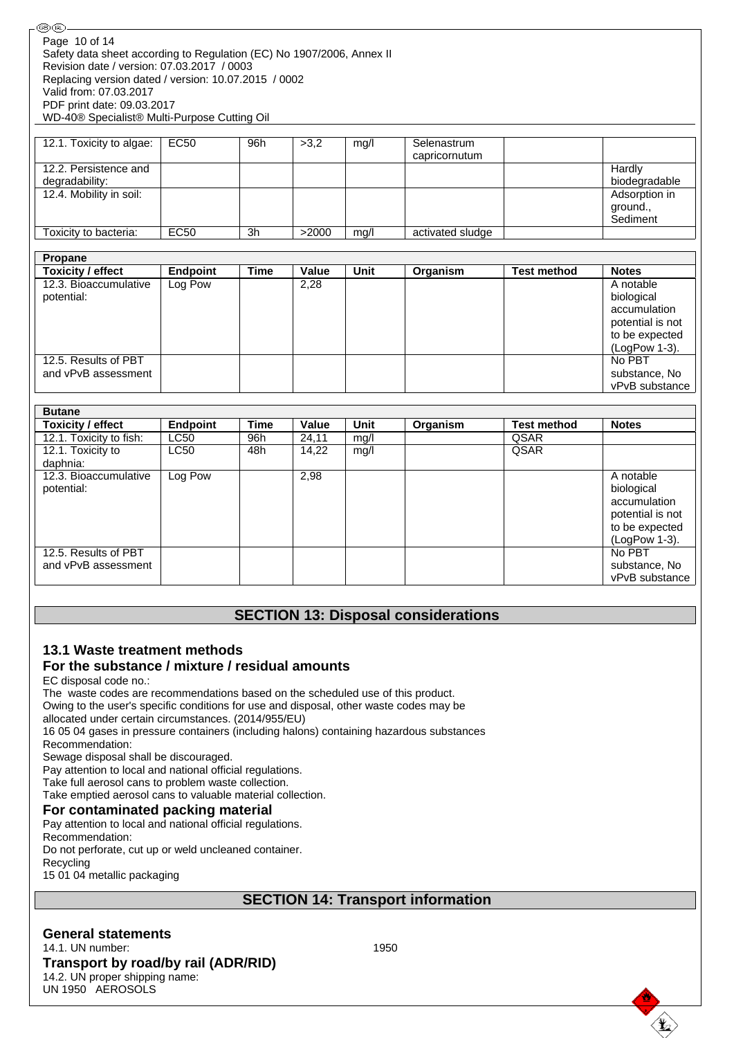| 12.1. Toxicity to algae: | EC50 | 96h | >3,2 | mg/l | Selenastrum capricornutum | | |
|---|---|---|---|---|---|---|---|
| 12.2. Persistence and degradability: | | | | | | | Hardly biodegradable |
| 12.4. Mobility in soil: | | | | | | | Adsorption in ground., Sediment |
| Toxicity to bacteria: | EC50 | 3h | >2000 | mg/l | activated sludge | | |

**Propane**

| Toxicity / effect | Endpoint | Time | Value | Unit | Organism | Test method | Notes |
|---|---|---|---|---|---|---|---|
| 12.3. Bioaccumulative potential: | Log Pow | | 2,28 | | | | A notable biological accumulation potential is not to be expected (LogPow 1-3). |
| 12.5. Results of PBT and vPvB assessment | | | | | | | No PBT substance, No vPvB substance |

**Butane**

| Toxicity / effect | Endpoint | Time | Value | Unit | Organism | Test method | Notes |
|---|---|---|---|---|---|---|---|
| 12.1. Toxicity to fish: | LC50 | 96h | 24,11 | mg/l | | QSAR | |
| 12.1. Toxicity to daphnia: | LC50 | 48h | 14,22 | mg/l | | QSAR | |
| 12.3. Bioaccumulative potential: | Log Pow | | 2,98 | | | | A notable biological accumulation potential is not to be expected (LogPow 1-3). |
| 12.5. Results of PBT and vPvB assessment | | | | | | | No PBT substance, No vPvB substance |

## SECTION 13: Disposal considerations

### 13.1 Waste treatment methods

### For the substance / mixture / residual amounts

EC disposal code no.:
The waste codes are recommendations based on the scheduled use of this product.
Owing to the user's specific conditions for use and disposal, other waste codes may be allocated under certain circumstances. (2014/955/EU)
16 05 04 gases in pressure containers (including halons) containing hazardous substances
Recommendation:
Sewage disposal shall be discouraged.
Pay attention to local and national official regulations.
Take full aerosol cans to problem waste collection.
Take emptied aerosol cans to valuable material collection.

### For contaminated packing material

Pay attention to local and national official regulations.
Recommendation:
Do not perforate, cut up or weld uncleaned container.
Recycling
15 01 04 metallic packaging

## SECTION 14: Transport information

### General statements

14.1. UN number: 1950

### Transport by road/by rail (ADR/RID)

14.2. UN proper shipping name:
UN 1950 AEROSOLS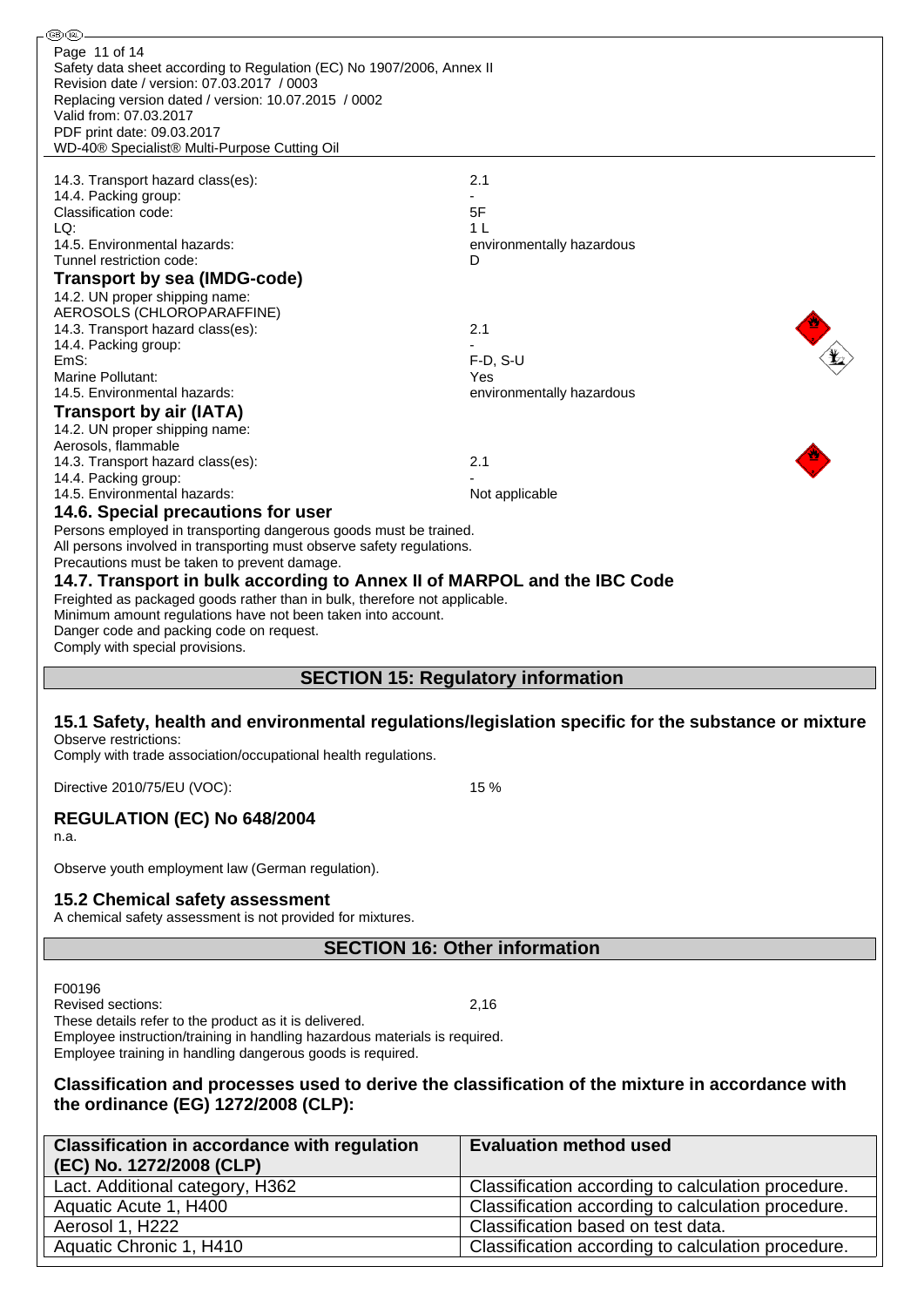14.3. Transport hazard class(es): 2.1

14.4. Packing group: -

Classification code: 5F

LQ: 1 L

14.5. Environmental hazards: environmentally hazardous

Tunnel restriction code: D

### Transport by sea (IMDG-code)

14.2. UN proper shipping name:
AEROSOLS (CHLOROPARAFFINE)

14.3. Transport hazard class(es): 2.1

14.4. Packing group: -

EmS: F-D, S-U

Marine Pollutant: Yes

14.5. Environmental hazards: environmentally hazardous

### Transport by air (IATA)

14.2. UN proper shipping name:
Aerosols, flammable

14.3. Transport hazard class(es): 2.1

14.4. Packing group: -

14.5. Environmental hazards: Not applicable

### 14.6. Special precautions for user

Persons employed in transporting dangerous goods must be trained.
All persons involved in transporting must observe safety regulations.
Precautions must be taken to prevent damage.

### 14.7. Transport in bulk according to Annex II of MARPOL and the IBC Code

Freighted as packaged goods rather than in bulk, therefore not applicable.
Minimum amount regulations have not been taken into account.
Danger code and packing code on request.
Comply with special provisions.

## SECTION 15: Regulatory information

### 15.1 Safety, health and environmental regulations/legislation specific for the substance or mixture

Observe restrictions:
Comply with trade association/occupational health regulations.

Directive 2010/75/EU (VOC): 15 %

### REGULATION (EC) No 648/2004

n.a.

Observe youth employment law (German regulation).

### 15.2 Chemical safety assessment

A chemical safety assessment is not provided for mixtures.

## SECTION 16: Other information

F00196

Revised sections: 2,16

These details refer to the product as it is delivered.
Employee instruction/training in handling hazardous materials is required.
Employee training in handling dangerous goods is required.

### Classification and processes used to derive the classification of the mixture in accordance with the ordinance (EG) 1272/2008 (CLP):

| Classification in accordance with regulation (EC) No. 1272/2008 (CLP) | Evaluation method used |
|---|---|
| Lact. Additional category, H362 | Classification according to calculation procedure. |
| Aquatic Acute 1, H400 | Classification according to calculation procedure. |
| Aerosol 1, H222 | Classification based on test data. |
| Aquatic Chronic 1, H410 | Classification according to calculation procedure. |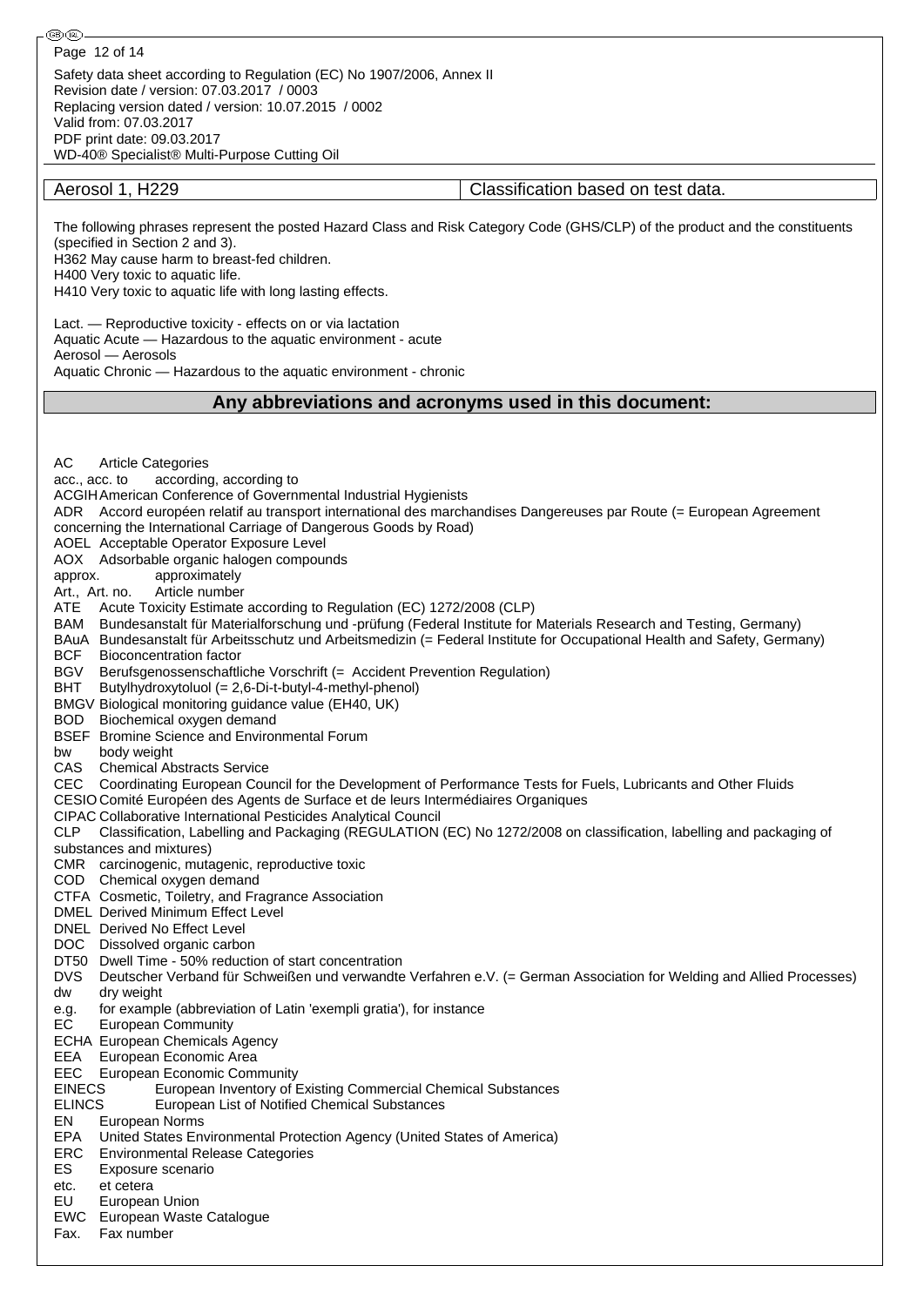| Aerosol 1, H229 | Classification based on test data. |
| --- | --- |

The following phrases represent the posted Hazard Class and Risk Category Code (GHS/CLP) of the product and the constituents (specified in Section 2 and 3).
H362 May cause harm to breast-fed children.
H400 Very toxic to aquatic life.
H410 Very toxic to aquatic life with long lasting effects.

Lact. — Reproductive toxicity - effects on or via lactation
Aquatic Acute — Hazardous to the aquatic environment - acute
Aerosol — Aerosols
Aquatic Chronic — Hazardous to the aquatic environment - chronic

## Any abbreviations and acronyms used in this document:

AC Article Categories
acc., acc. to according, according to
ACGIH American Conference of Governmental Industrial Hygienists
ADR Accord européen relatif au transport international des marchandises Dangereuses par Route (= European Agreement concerning the International Carriage of Dangerous Goods by Road)
AOEL Acceptable Operator Exposure Level
AOX Adsorbable organic halogen compounds
approx. approximately
Art., Art. no. Article number
ATE Acute Toxicity Estimate according to Regulation (EC) 1272/2008 (CLP)
BAM Bundesanstalt für Materialforschung und -prüfung (Federal Institute for Materials Research and Testing, Germany)
BAuA Bundesanstalt für Arbeitsschutz und Arbeitsmedizin (= Federal Institute for Occupational Health and Safety, Germany)
BCF Bioconcentration factor
BGV Berufsgenossenschaftliche Vorschrift (= Accident Prevention Regulation)
BHT Butylhydroxytoluol (= 2,6-Di-t-butyl-4-methyl-phenol)
BMGV Biological monitoring guidance value (EH40, UK)
BOD Biochemical oxygen demand
BSEF Bromine Science and Environmental Forum
bw body weight
CAS Chemical Abstracts Service
CEC Coordinating European Council for the Development of Performance Tests for Fuels, Lubricants and Other Fluids
CESIO Comité Européen des Agents de Surface et de leurs Intermédiaires Organiques
CIPAC Collaborative International Pesticides Analytical Council
CLP Classification, Labelling and Packaging (REGULATION (EC) No 1272/2008 on classification, labelling and packaging of substances and mixtures)
CMR carcinogenic, mutagenic, reproductive toxic
COD Chemical oxygen demand
CTFA Cosmetic, Toiletry, and Fragrance Association
DMEL Derived Minimum Effect Level
DNEL Derived No Effect Level
DOC Dissolved organic carbon
DT50 Dwell Time - 50% reduction of start concentration
DVS Deutscher Verband für Schweißen und verwandte Verfahren e.V. (= German Association for Welding and Allied Processes)
dw dry weight
e.g. for example (abbreviation of Latin 'exempli gratia'), for instance
EC European Community
ECHA European Chemicals Agency
EEA European Economic Area
EEC European Economic Community
EINECS European Inventory of Existing Commercial Chemical Substances
ELINCS European List of Notified Chemical Substances
EN European Norms
EPA United States Environmental Protection Agency (United States of America)
ERC Environmental Release Categories
ES Exposure scenario
etc. et cetera
EU European Union
EWC European Waste Catalogue
Fax. Fax number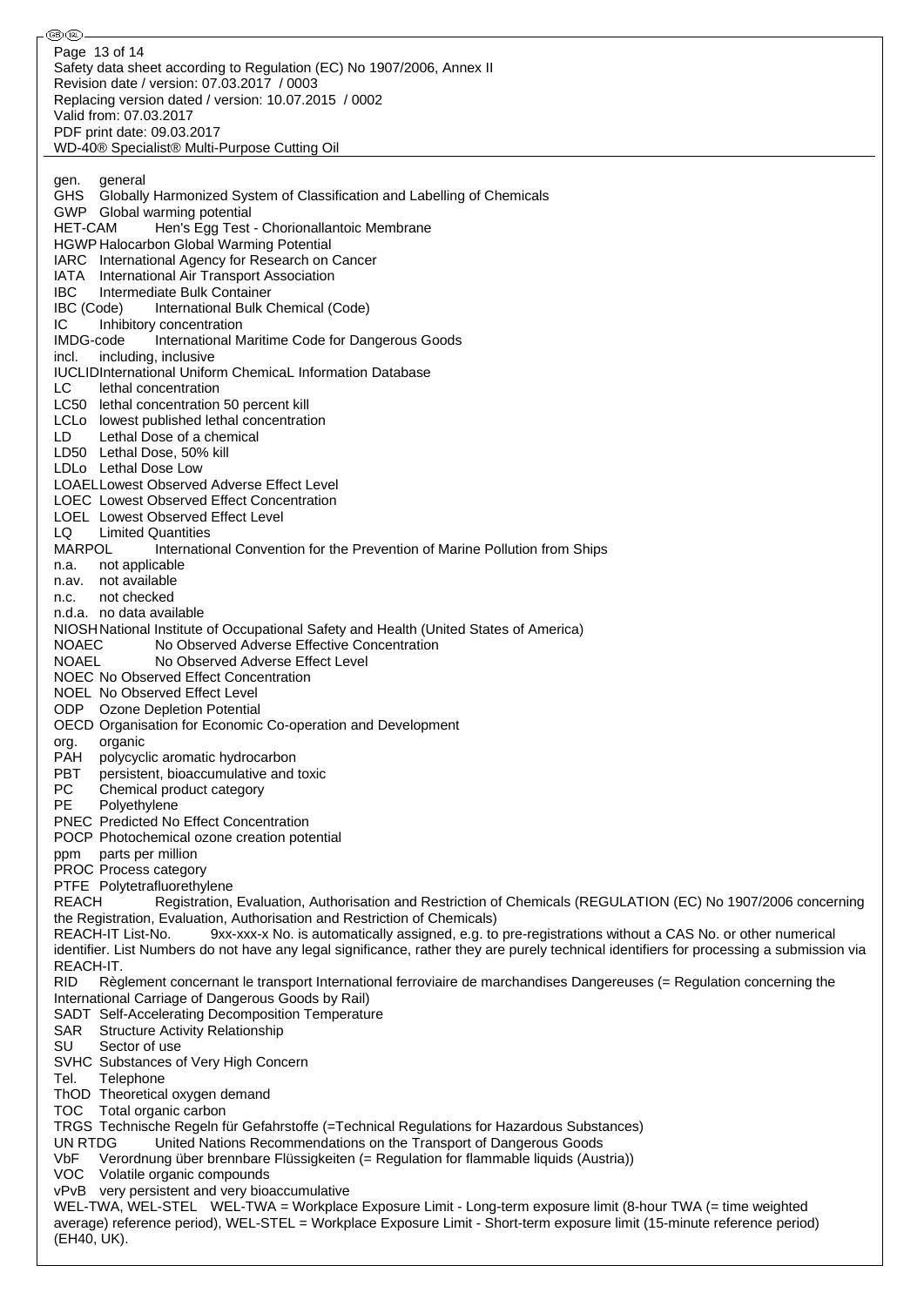gen. general
GHS Globally Harmonized System of Classification and Labelling of Chemicals
GWP Global warming potential
HET-CAM Hen's Egg Test - Chorionallantoic Membrane
HGWP Halocarbon Global Warming Potential
IARC International Agency for Research on Cancer
IATA International Air Transport Association
IBC Intermediate Bulk Container
IBC (Code) International Bulk Chemical (Code)
IC Inhibitory concentration
IMDG-code International Maritime Code for Dangerous Goods
incl. including, inclusive
IUCLID International Uniform ChemicaL Information Database
LC lethal concentration
LC50 lethal concentration 50 percent kill
LCLo lowest published lethal concentration
LD Lethal Dose of a chemical
LD50 Lethal Dose, 50% kill
LDLo Lethal Dose Low
LOAEL Lowest Observed Adverse Effect Level
LOEC Lowest Observed Effect Concentration
LOEL Lowest Observed Effect Level
LQ Limited Quantities
MARPOL International Convention for the Prevention of Marine Pollution from Ships
n.a. not applicable
n.av. not available
n.c. not checked
n.d.a. no data available
NIOSH National Institute of Occupational Safety and Health (United States of America)
NOAEC No Observed Adverse Effective Concentration
NOAEL No Observed Adverse Effect Level
NOEC No Observed Effect Concentration
NOEL No Observed Effect Level
ODP Ozone Depletion Potential
OECD Organisation for Economic Co-operation and Development
org. organic
PAH polycyclic aromatic hydrocarbon
PBT persistent, bioaccumulative and toxic
PC Chemical product category
PE Polyethylene
PNEC Predicted No Effect Concentration
POCP Photochemical ozone creation potential
ppm parts per million
PROC Process category
PTFE Polytetrafluorethylene
REACH Registration, Evaluation, Authorisation and Restriction of Chemicals (REGULATION (EC) No 1907/2006 concerning the Registration, Evaluation, Authorisation and Restriction of Chemicals)
REACH-IT List-No. 9xx-xxx-x No. is automatically assigned, e.g. to pre-registrations without a CAS No. or other numerical identifier. List Numbers do not have any legal significance, rather they are purely technical identifiers for processing a submission via REACH-IT.
RID Règlement concernant le transport International ferroviaire de marchandises Dangereuses (= Regulation concerning the International Carriage of Dangerous Goods by Rail)
SADT Self-Accelerating Decomposition Temperature
SAR Structure Activity Relationship
SU Sector of use
SVHC Substances of Very High Concern
Tel. Telephone
ThOD Theoretical oxygen demand
TOC Total organic carbon
TRGS Technische Regeln für Gefahrstoffe (=Technical Regulations for Hazardous Substances)
UN RTDG United Nations Recommendations on the Transport of Dangerous Goods
VbF Verordnung über brennbare Flüssigkeiten (= Regulation for flammable liquids (Austria))
VOC Volatile organic compounds
vPvB very persistent and very bioaccumulative
WEL-TWA, WEL-STEL WEL-TWA = Workplace Exposure Limit - Long-term exposure limit (8-hour TWA (= time weighted average) reference period), WEL-STEL = Workplace Exposure Limit - Short-term exposure limit (15-minute reference period) (EH40, UK).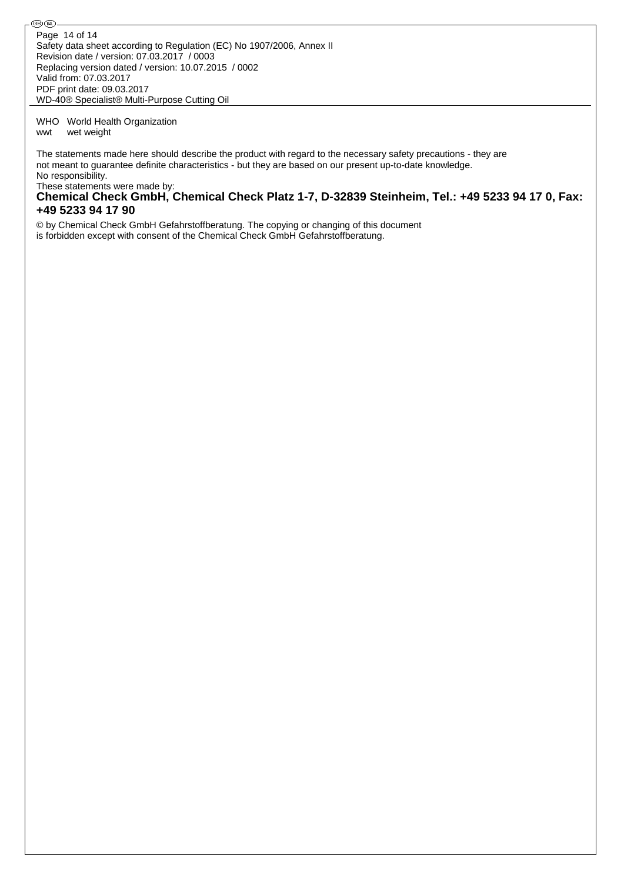WHO World Health Organization
wwt wet weight

The statements made here should describe the product with regard to the necessary safety precautions - they are not meant to guarantee definite characteristics - but they are based on our present up-to-date knowledge.
No responsibility.
These statements were made by:

**Chemical Check GmbH, Chemical Check Platz 1-7, D-32839 Steinheim, Tel.: +49 5233 94 17 0, Fax: +49 5233 94 17 90**

© by Chemical Check GmbH Gefahrstoffberatung. The copying or changing of this document is forbidden except with consent of the Chemical Check GmbH Gefahrstoffberatung.